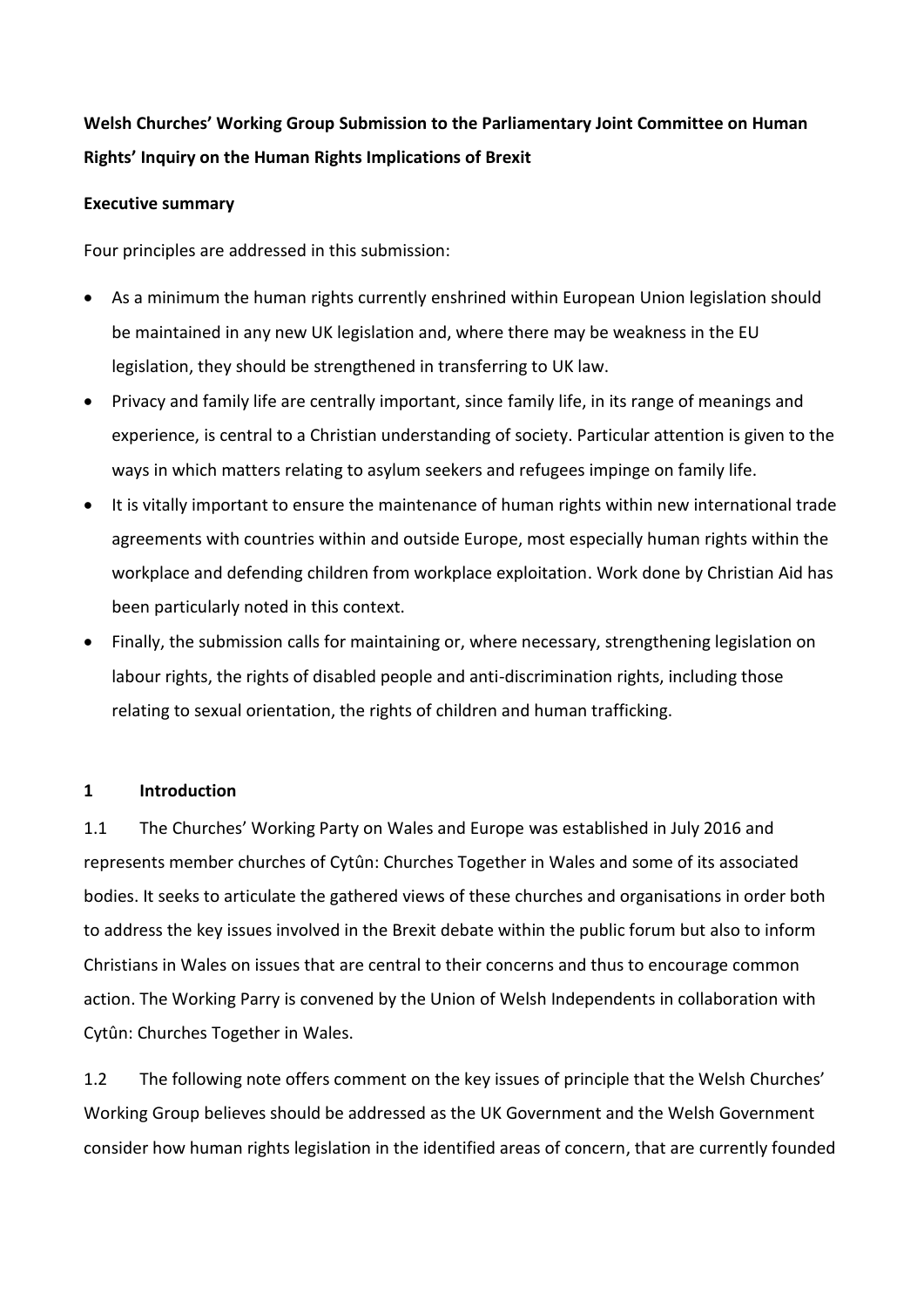**Welsh Churches' Working Group Submission to the Parliamentary Joint Committee on Human Rights' Inquiry on the Human Rights Implications of Brexit**

**Executive summary**

Four principles are addressed in this submission:

- As a minimum the human rights currently enshrined within European Union legislation should be maintained in any new UK legislation and, where there may be weakness in the EU legislation, they should be strengthened in transferring to UK law.
- Privacy and family life are centrally important, since family life, in its range of meanings and experience, is central to a Christian understanding of society. Particular attention is given to the ways in which matters relating to asylum seekers and refugees impinge on family life.
- It is vitally important to ensure the maintenance of human rights within new international trade agreements with countries within and outside Europe, most especially human rights within the workplace and defending children from workplace exploitation. Work done by Christian Aid has been particularly noted in this context.
- Finally, the submission calls for maintaining or, where necessary, strengthening legislation on labour rights, the rights of disabled people and anti-discrimination rights, including those relating to sexual orientation, the rights of children and human trafficking.

**1 Introduction**

1.1 The Churches' Working Party on Wales and Europe was established in July 2016 and represents member churches of Cytûn: Churches Together in Wales and some of its associated bodies. It seeks to articulate the gathered views of these churches and organisations in order both to address the key issues involved in the Brexit debate within the public forum but also to inform Christians in Wales on issues that are central to their concerns and thus to encourage common action. The Working Parry is convened by the Union of Welsh Independents in collaboration with Cytûn: Churches Together in Wales.

1.2 The following note offers comment on the key issues of principle that the Welsh Churches' Working Group believes should be addressed as the UK Government and the Welsh Government consider how human rights legislation in the identified areas of concern, that are currently founded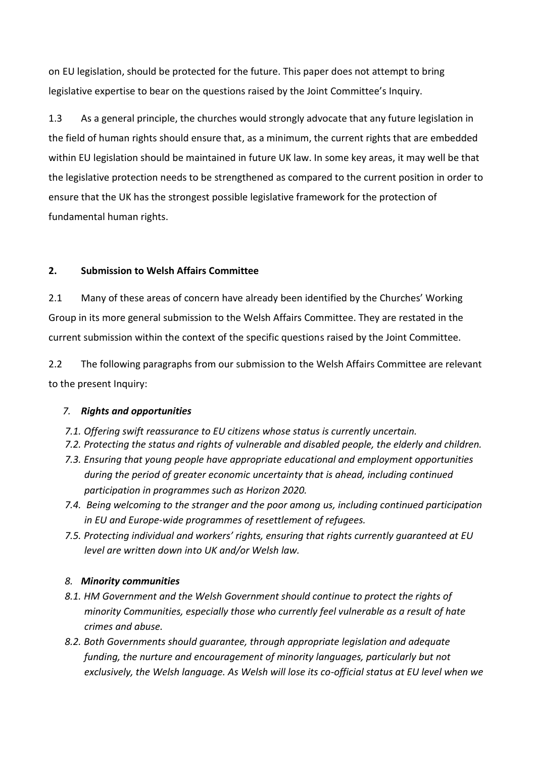on EU legislation, should be protected for the future. This paper does not attempt to bring legislative expertise to bear on the questions raised by the Joint Committee's Inquiry.

1.3 As a general principle, the churches would strongly advocate that any future legislation in the field of human rights should ensure that, as a minimum, the current rights that are embedded within EU legislation should be maintained in future UK law. In some key areas, it may well be that the legislative protection needs to be strengthened as compared to the current position in order to ensure that the UK has the strongest possible legislative framework for the protection of fundamental human rights.

## 2. Submission to Welsh Affairs Committee

2.1 Many of these areas of concern have already been identified by the Churches' Working Group in its more general submission to the Welsh Affairs Committee. They are restated in the current submission within the context of the specific questions raised by the Joint Committee.

2.2 The following paragraphs from our submission to the Welsh Affairs Committee are relevant to the present Inquiry:

*7. **Rights and opportunities***

*7.1. Offering swift reassurance to EU citizens whose status is currently uncertain.*

*7.2. Protecting the status and rights of vulnerable and disabled people, the elderly and children.*

*7.3. Ensuring that young people have appropriate educational and employment opportunities during the period of greater economic uncertainty that is ahead, including continued participation in programmes such as Horizon 2020.*

*7.4. Being welcoming to the stranger and the poor among us, including continued participation in EU and Europe-wide programmes of resettlement of refugees.*

*7.5. Protecting individual and workers' rights, ensuring that rights currently guaranteed at EU level are written down into UK and/or Welsh law.*

*8. **Minority communities***

*8.1. HM Government and the Welsh Government should continue to protect the rights of minority Communities, especially those who currently feel vulnerable as a result of hate crimes and abuse.*

*8.2. Both Governments should guarantee, through appropriate legislation and adequate funding, the nurture and encouragement of minority languages, particularly but not exclusively, the Welsh language. As Welsh will lose its co-official status at EU level when we*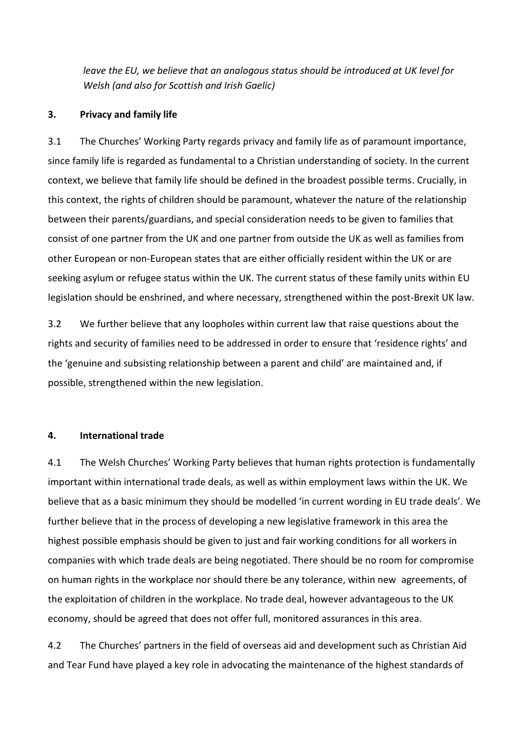*leave the EU, we believe that an analogous status should be introduced at UK level for Welsh (and also for Scottish and Irish Gaelic)*

**3. Privacy and family life**

3.1 The Churches' Working Party regards privacy and family life as of paramount importance, since family life is regarded as fundamental to a Christian understanding of society. In the current context, we believe that family life should be defined in the broadest possible terms. Crucially, in this context, the rights of children should be paramount, whatever the nature of the relationship between their parents/guardians, and special consideration needs to be given to families that consist of one partner from the UK and one partner from outside the UK as well as families from other European or non-European states that are either officially resident within the UK or are seeking asylum or refugee status within the UK. The current status of these family units within EU legislation should be enshrined, and where necessary, strengthened within the post-Brexit UK law.

3.2 We further believe that any loopholes within current law that raise questions about the rights and security of families need to be addressed in order to ensure that 'residence rights' and the 'genuine and subsisting relationship between a parent and child' are maintained and, if possible, strengthened within the new legislation.

**4. International trade**

4.1 The Welsh Churches' Working Party believes that human rights protection is fundamentally important within international trade deals, as well as within employment laws within the UK. We believe that as a basic minimum they should be modelled 'in current wording in EU trade deals'. We further believe that in the process of developing a new legislative framework in this area the highest possible emphasis should be given to just and fair working conditions for all workers in companies with which trade deals are being negotiated. There should be no room for compromise on human rights in the workplace nor should there be any tolerance, within new agreements, of the exploitation of children in the workplace. No trade deal, however advantageous to the UK economy, should be agreed that does not offer full, monitored assurances in this area.

4.2 The Churches' partners in the field of overseas aid and development such as Christian Aid and Tear Fund have played a key role in advocating the maintenance of the highest standards of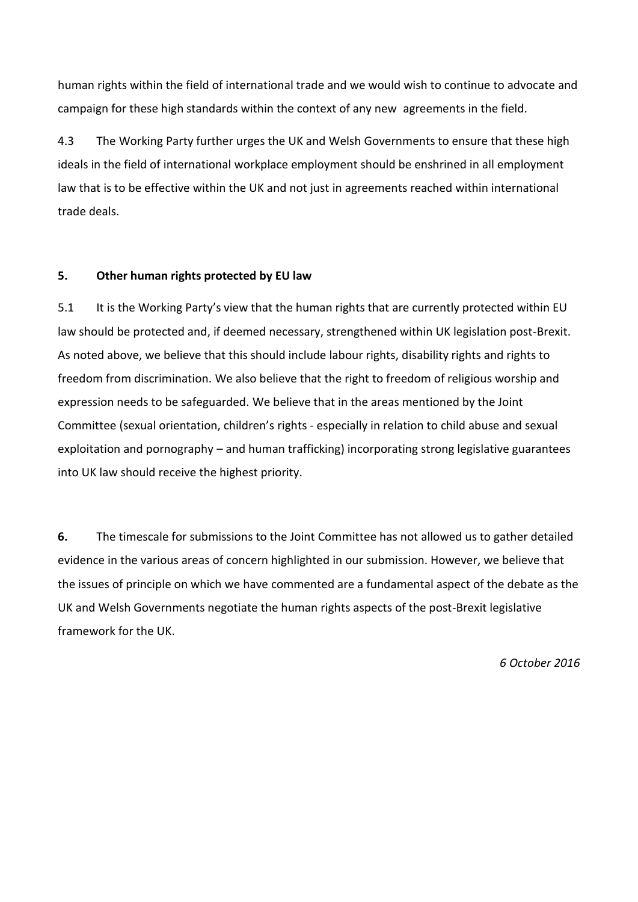human rights within the field of international trade and we would wish to continue to advocate and campaign for these high standards within the context of any new agreements in the field.

4.3 The Working Party further urges the UK and Welsh Governments to ensure that these high ideals in the field of international workplace employment should be enshrined in all employment law that is to be effective within the UK and not just in agreements reached within international trade deals.

**5. Other human rights protected by EU law**

5.1 It is the Working Party's view that the human rights that are currently protected within EU law should be protected and, if deemed necessary, strengthened within UK legislation post-Brexit. As noted above, we believe that this should include labour rights, disability rights and rights to freedom from discrimination. We also believe that the right to freedom of religious worship and expression needs to be safeguarded. We believe that in the areas mentioned by the Joint Committee (sexual orientation, children's rights - especially in relation to child abuse and sexual exploitation and pornography – and human trafficking) incorporating strong legislative guarantees into UK law should receive the highest priority.

**6.** The timescale for submissions to the Joint Committee has not allowed us to gather detailed evidence in the various areas of concern highlighted in our submission. However, we believe that the issues of principle on which we have commented are a fundamental aspect of the debate as the UK and Welsh Governments negotiate the human rights aspects of the post-Brexit legislative framework for the UK.

*6 October 2016*